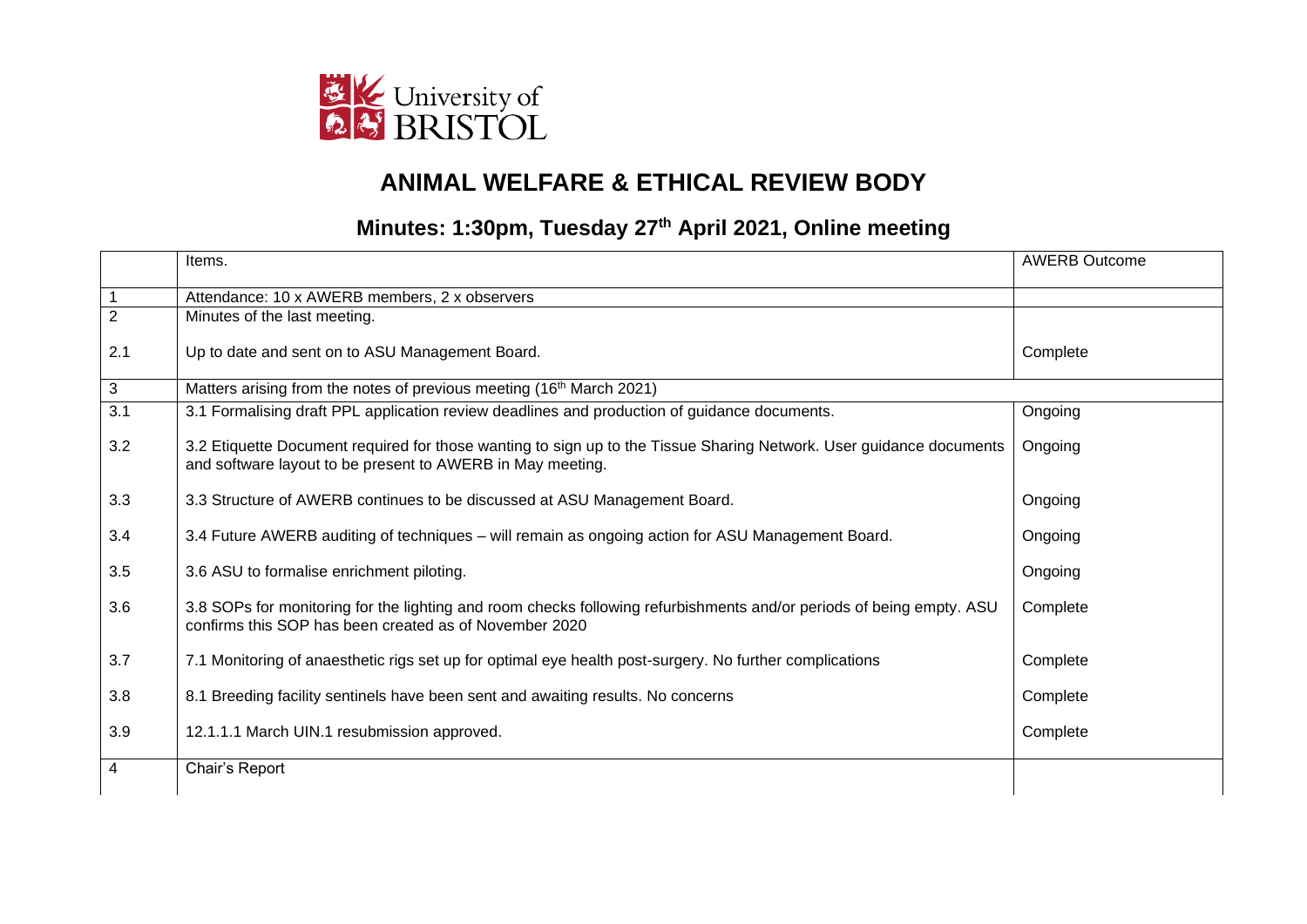University of BRISTOL

# ANIMAL WELFARE & ETHICAL REVIEW BODY

## Minutes: 1:30pm, Tuesday 27th April 2021, Online meeting

| | Items. | AWERB Outcome |
|---|---|---|
| 1 | Attendance: 10 x AWERB members, 2 x observers | |
| 2 | Minutes of the last meeting. | |
| 2.1 | Up to date and sent on to ASU Management Board. | Complete |
| 3 | Matters arising from the notes of previous meeting (16th March 2021) | |
| 3.1 | 3.1 Formalising draft PPL application review deadlines and production of guidance documents. | Ongoing |
| 3.2 | 3.2 Etiquette Document required for those wanting to sign up to the Tissue Sharing Network. User guidance documents and software layout to be present to AWERB in May meeting. | Ongoing |
| 3.3 | 3.3 Structure of AWERB continues to be discussed at ASU Management Board. | Ongoing |
| 3.4 | 3.4 Future AWERB auditing of techniques – will remain as ongoing action for ASU Management Board. | Ongoing |
| 3.5 | 3.6 ASU to formalise enrichment piloting. | Ongoing |
| 3.6 | 3.8 SOPs for monitoring for the lighting and room checks following refurbishments and/or periods of being empty. ASU confirms this SOP has been created as of November 2020 | Complete |
| 3.7 | 7.1 Monitoring of anaesthetic rigs set up for optimal eye health post-surgery. No further complications | Complete |
| 3.8 | 8.1 Breeding facility sentinels have been sent and awaiting results. No concerns | Complete |
| 3.9 | 12.1.1.1 March UIN.1 resubmission approved. | Complete |
| 4 | Chair's Report | |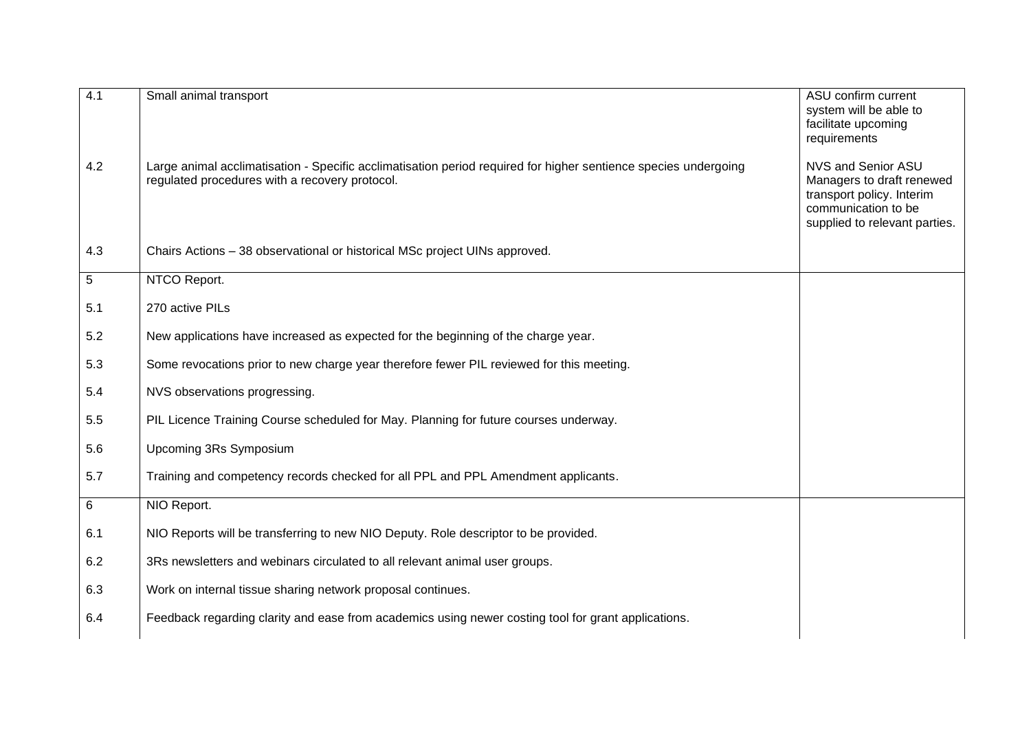| | | |
|---|---|---|
| 4.1 | Small animal transport | ASU confirm current system will be able to facilitate upcoming requirements |
| 4.2 | Large animal acclimatisation - Specific acclimatisation period required for higher sentience species undergoing regulated procedures with a recovery protocol. | NVS and Senior ASU Managers to draft renewed transport policy. Interim communication to be supplied to relevant parties. |
| 4.3 | Chairs Actions – 38 observational or historical MSc project UINs approved. | |
| 5 | NTCO Report. | |
| 5.1 | 270 active PILs | |
| 5.2 | New applications have increased as expected for the beginning of the charge year. | |
| 5.3 | Some revocations prior to new charge year therefore fewer PIL reviewed for this meeting. | |
| 5.4 | NVS observations progressing. | |
| 5.5 | PIL Licence Training Course scheduled for May. Planning for future courses underway. | |
| 5.6 | Upcoming 3Rs Symposium | |
| 5.7 | Training and competency records checked for all PPL and PPL Amendment applicants. | |
| 6 | NIO Report. | |
| 6.1 | NIO Reports will be transferring to new NIO Deputy. Role descriptor to be provided. | |
| 6.2 | 3Rs newsletters and webinars circulated to all relevant animal user groups. | |
| 6.3 | Work on internal tissue sharing network proposal continues. | |
| 6.4 | Feedback regarding clarity and ease from academics using newer costing tool for grant applications. | |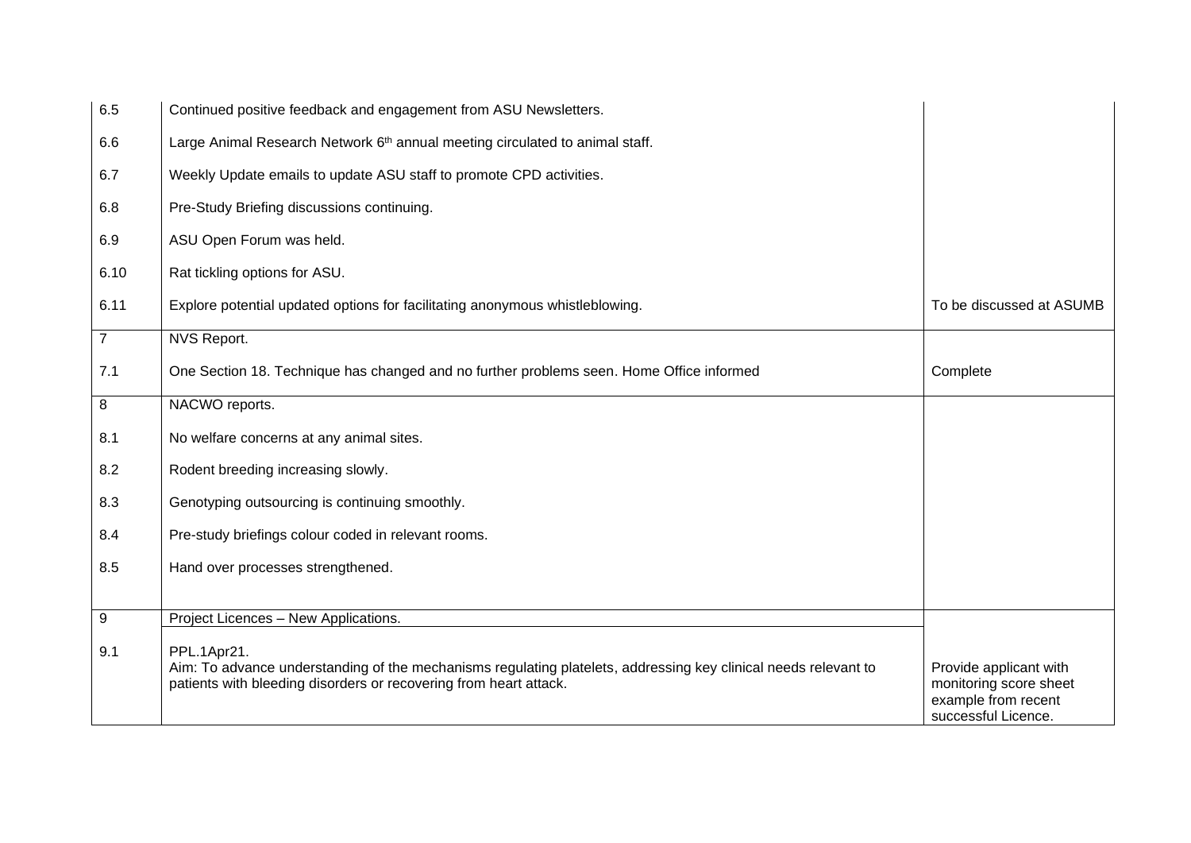| | | |
|---|---|---|
| 6.5 | Continued positive feedback and engagement from ASU Newsletters. | |
| 6.6 | Large Animal Research Network 6th annual meeting circulated to animal staff. | |
| 6.7 | Weekly Update emails to update ASU staff to promote CPD activities. | |
| 6.8 | Pre-Study Briefing discussions continuing. | |
| 6.9 | ASU Open Forum was held. | |
| 6.10 | Rat tickling options for ASU. | |
| 6.11 | Explore potential updated options for facilitating anonymous whistleblowing. | To be discussed at ASUMB |
| 7 | NVS Report. | |
| 7.1 | One Section 18. Technique has changed and no further problems seen. Home Office informed | Complete |
| 8 | NACWO reports. | |
| 8.1 | No welfare concerns at any animal sites. | |
| 8.2 | Rodent breeding increasing slowly. | |
| 8.3 | Genotyping outsourcing is continuing smoothly. | |
| 8.4 | Pre-study briefings colour coded in relevant rooms. | |
| 8.5 | Hand over processes strengthened. | |
| 9 | Project Licences – New Applications. | |
| 9.1 | PPL.1Apr21.<br>Aim: To advance understanding of the mechanisms regulating platelets, addressing key clinical needs relevant to patients with bleeding disorders or recovering from heart attack. | Provide applicant with monitoring score sheet example from recent successful Licence. |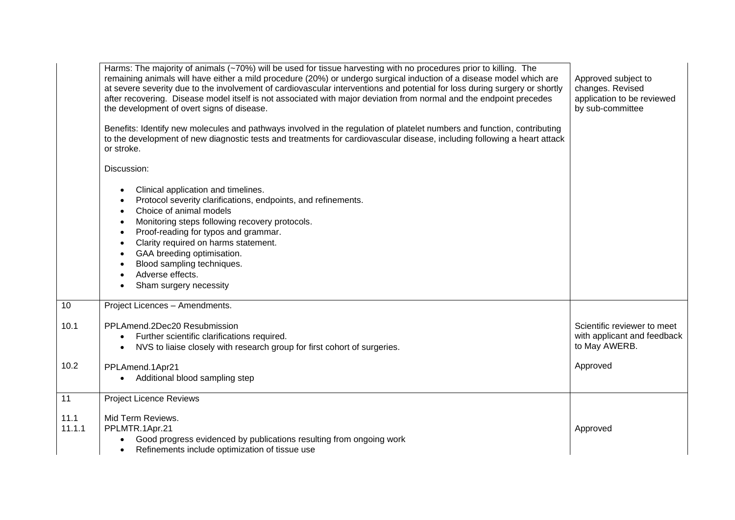| | | |
|---|---|---|
| | Harms: The majority of animals (~70%) will be used for tissue harvesting with no procedures prior to killing. The remaining animals will have either a mild procedure (20%) or undergo surgical induction of a disease model which are at severe severity due to the involvement of cardiovascular interventions and potential for loss during surgery or shortly after recovering. Disease model itself is not associated with major deviation from normal and the endpoint precedes the development of overt signs of disease.<br><br>Benefits: Identify new molecules and pathways involved in the regulation of platelet numbers and function, contributing to the development of new diagnostic tests and treatments for cardiovascular disease, including following a heart attack or stroke.<br><br>Discussion:<br><br>• Clinical application and timelines.<br>• Protocol severity clarifications, endpoints, and refinements.<br>• Choice of animal models<br>• Monitoring steps following recovery protocols.<br>• Proof-reading for typos and grammar.<br>• Clarity required on harms statement.<br>• GAA breeding optimisation.<br>• Blood sampling techniques.<br>• Adverse effects.<br>• Sham surgery necessity | Approved subject to changes. Revised application to be reviewed by sub-committee |
| 10<br><br>10.1<br><br><br><br>10.2 | Project Licences – Amendments.<br><br>PPLAmend.2Dec20 Resubmission<br>• Further scientific clarifications required.<br>• NVS to liaise closely with research group for first cohort of surgeries.<br><br>PPLAmend.1Apr21<br>• Additional blood sampling step | <br><br>Scientific reviewer to meet with applicant and feedback to May AWERB.<br><br>Approved |
| 11<br><br>11.1<br>11.1.1 | Project Licence Reviews<br><br>Mid Term Reviews.<br>PPLMTR.1Apr.21<br>• Good progress evidenced by publications resulting from ongoing work<br>• Refinements include optimization of tissue use | <br><br><br>Approved |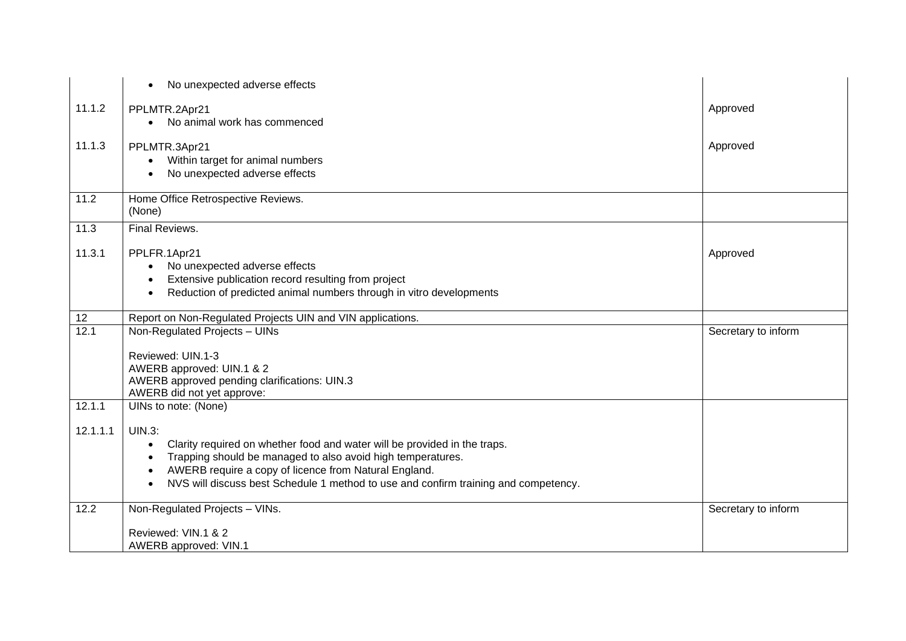| | | |
|---|---|---|
| | • No unexpected adverse effects | |
| 11.1.2 | PPLMTR.2Apr21<br>• No animal work has commenced | Approved |
| 11.1.3 | PPLMTR.3Apr21<br>• Within target for animal numbers<br>• No unexpected adverse effects | Approved |
| 11.2 | Home Office Retrospective Reviews.<br>(None) | |
| 11.3 | Final Reviews. | |
| 11.3.1 | PPLFR.1Apr21<br>• No unexpected adverse effects<br>• Extensive publication record resulting from project<br>• Reduction of predicted animal numbers through in vitro developments | Approved |
| 12 | Report on Non-Regulated Projects UIN and VIN applications. | |
| 12.1 | Non-Regulated Projects – UINs<br><br>Reviewed: UIN.1-3<br>AWERB approved: UIN.1 & 2<br>AWERB approved pending clarifications: UIN.3<br>AWERB did not yet approve: | Secretary to inform |
| 12.1.1 | UINs to note: (None) | |
| 12.1.1.1 | UIN.3:<br>• Clarity required on whether food and water will be provided in the traps.<br>• Trapping should be managed to also avoid high temperatures.<br>• AWERB require a copy of licence from Natural England.<br>• NVS will discuss best Schedule 1 method to use and confirm training and competency. | |
| 12.2 | Non-Regulated Projects – VINs.<br><br>Reviewed: VIN.1 & 2<br>AWERB approved: VIN.1 | Secretary to inform |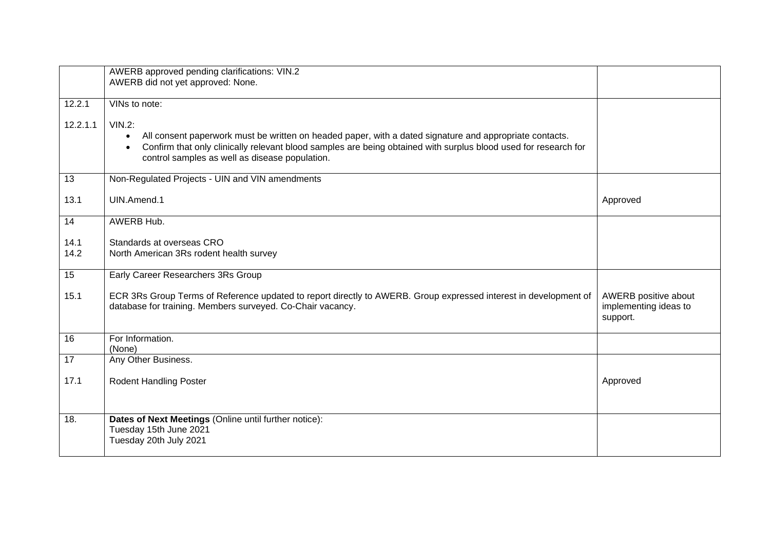| | | |
|---|---|---|
| | AWERB approved pending clarifications: VIN.2<br>AWERB did not yet approved: None. | |
| 12.2.1<br><br>12.2.1.1 | VINs to note:<br><br>VIN.2:<br>• All consent paperwork must be written on headed paper, with a dated signature and appropriate contacts.<br>• Confirm that only clinically relevant blood samples are being obtained with surplus blood used for research for control samples as well as disease population. | |
| 13<br><br>13.1 | Non-Regulated Projects - UIN and VIN amendments<br><br>UIN.Amend.1 | <br><br>Approved |
| 14<br><br>14.1<br>14.2 | AWERB Hub.<br><br>Standards at overseas CRO<br>North American 3Rs rodent health survey | |
| 15<br><br>15.1 | Early Career Researchers 3Rs Group<br><br>ECR 3Rs Group Terms of Reference updated to report directly to AWERB. Group expressed interest in development of database for training. Members surveyed. Co-Chair vacancy. | <br><br>AWERB positive about implementing ideas to support. |
| 16 | For Information.<br>(None) | |
| 17<br><br>17.1 | Any Other Business.<br><br>Rodent Handling Poster | <br><br>Approved |
| 18. | **Dates of Next Meetings** (Online until further notice):<br>Tuesday 15th June 2021<br>Tuesday 20th July 2021 | |